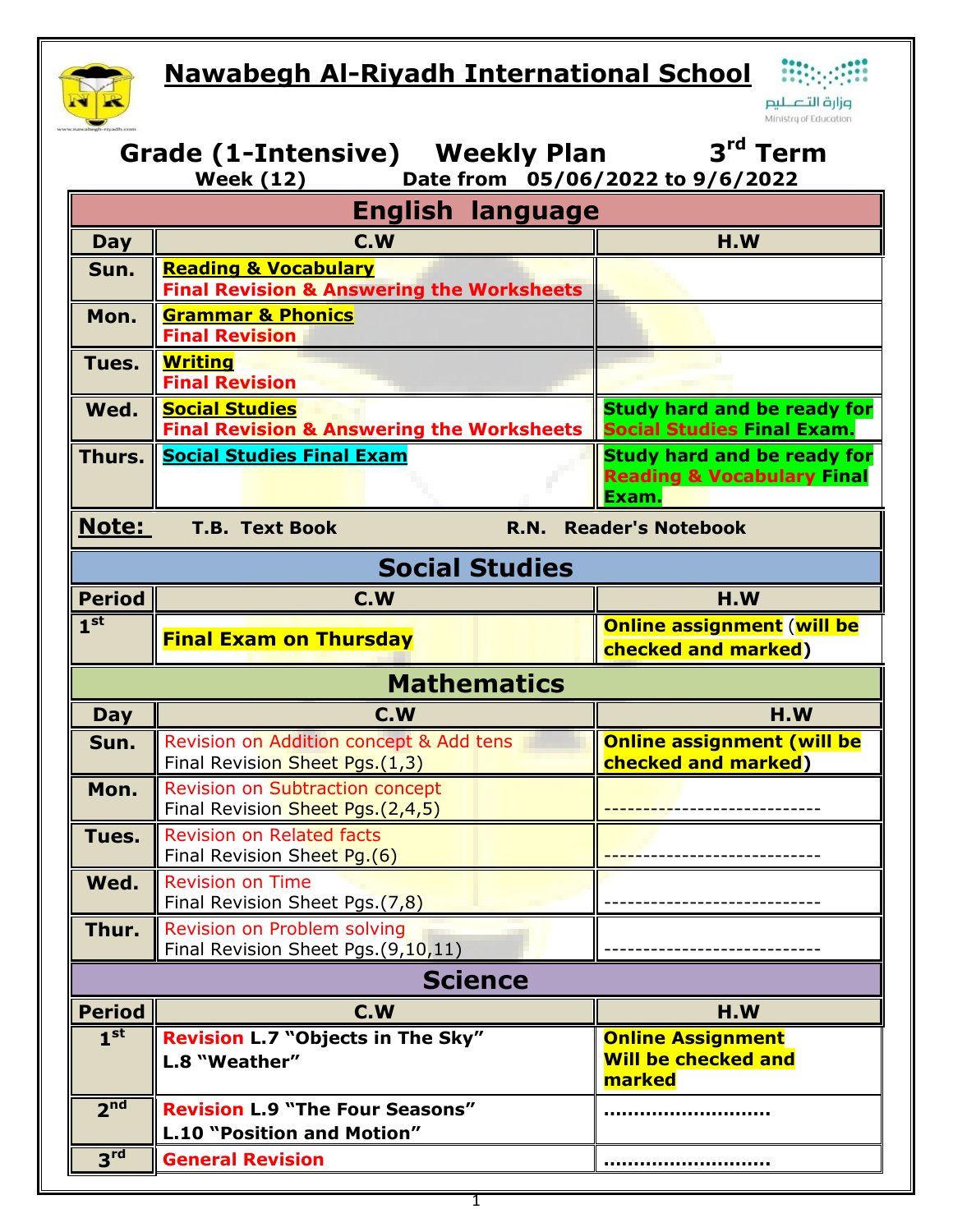# Nawabegh Al-Riyadh International School

وزارة التعليم
Ministry of Education

## Grade (1-Intensive) Weekly Plan 3rd Term

**Week (12) Date from 05/06/2022 to 9/6/2022**

### English language

| Day | C.W | H.W |
|---|---|---|
| Sun. | **Reading & Vocabulary** **Final Revision & Answering the Worksheets** | |
| Mon. | **Grammar & Phonics** **Final Revision** | |
| Tues. | **Writing** **Final Revision** | |
| Wed. | **Social Studies** **Final Revision & Answering the Worksheets** | **Study hard and be ready for Social Studies Final Exam.** |
| Thurs. | **Social Studies Final Exam** | **Study hard and be ready for Reading & Vocabulary Final Exam.** |

**Note:** T.B. Text Book R.N. Reader's Notebook

### Social Studies

| Period | C.W | H.W |
|---|---|---|
| 1st | **Final Exam on Thursday** | **Online assignment (will be checked and marked)** |

### Mathematics

| Day | C.W | H.W |
|---|---|---|
| Sun. | Revision on Addition concept & Add tens Final Revision Sheet Pgs.(1,3) | **Online assignment (will be checked and marked)** |
| Mon. | Revision on Subtraction concept Final Revision Sheet Pgs.(2,4,5) | ---------------------------- |
| Tues. | Revision on Related facts Final Revision Sheet Pg.(6) | ---------------------------- |
| Wed. | Revision on Time Final Revision Sheet Pgs.(7,8) | ---------------------------- |
| Thur. | Revision on Problem solving Final Revision Sheet Pgs.(9,10,11) | ---------------------------- |

### Science

| Period | C.W | H.W |
|---|---|---|
| 1st | **Revision L.7 "Objects in The Sky" L.8 "Weather"** | **Online Assignment Will be checked and marked** |
| 2nd | **Revision L.9 "The Four Seasons" L.10 "Position and Motion"** | ........................... |
| 3rd | **General Revision** | ........................... |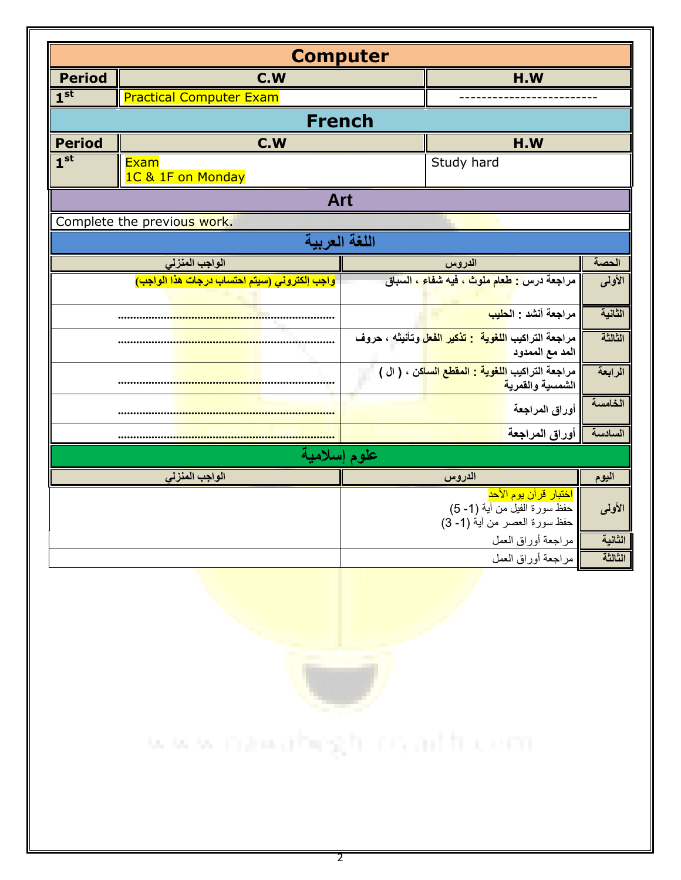## Computer

| Period | C.W | H.W |
|---|---|---|
| 1st | Practical Computer Exam | ------------------------- |

## French

| Period | C.W | H.W |
|---|---|---|
| 1st | Exam<br>1C & 1F on Monday | Study hard |

## Art

Complete the previous work.

## اللغة العربية

| الحصة | الدروس | الواجب المنزلي |
|---|---|---|
| الأولى | مراجعة درس : طعام ملوث ، فيه شفاء ، السباق | واجب إلكتروني (سيتم احتساب درجات هذا الواجب) |
| الثانية | مراجعة أنشد : الحليب | ...................................................................... |
| الثالثة | مراجعة التراكيب اللغوية : تذكير الفعل وتأنيثه ، حروف المد مع الممدود | ...................................................................... |
| الرابعة | مراجعة التراكيب اللغوية : المقطع الساكن ، ( ال ) الشمسية والقمرية | ...................................................................... |
| الخامسة | أوراق المراجعة | ...................................................................... |
| السادسة | أوراق المراجعة | ...................................................................... |

## علوم إسلامية

| اليوم | الدروس | الواجب المنزلي |
|---|---|---|
| الأولى | اختبار قرآن يوم الأحد<br>حفظ سورة الفيل من آية (1- 5)<br>حفظ سورة العصر من آية (1- 3) | |
| الثانية | مراجعة أوراق العمل | |
| الثالثة | مراجعة أوراق العمل | |